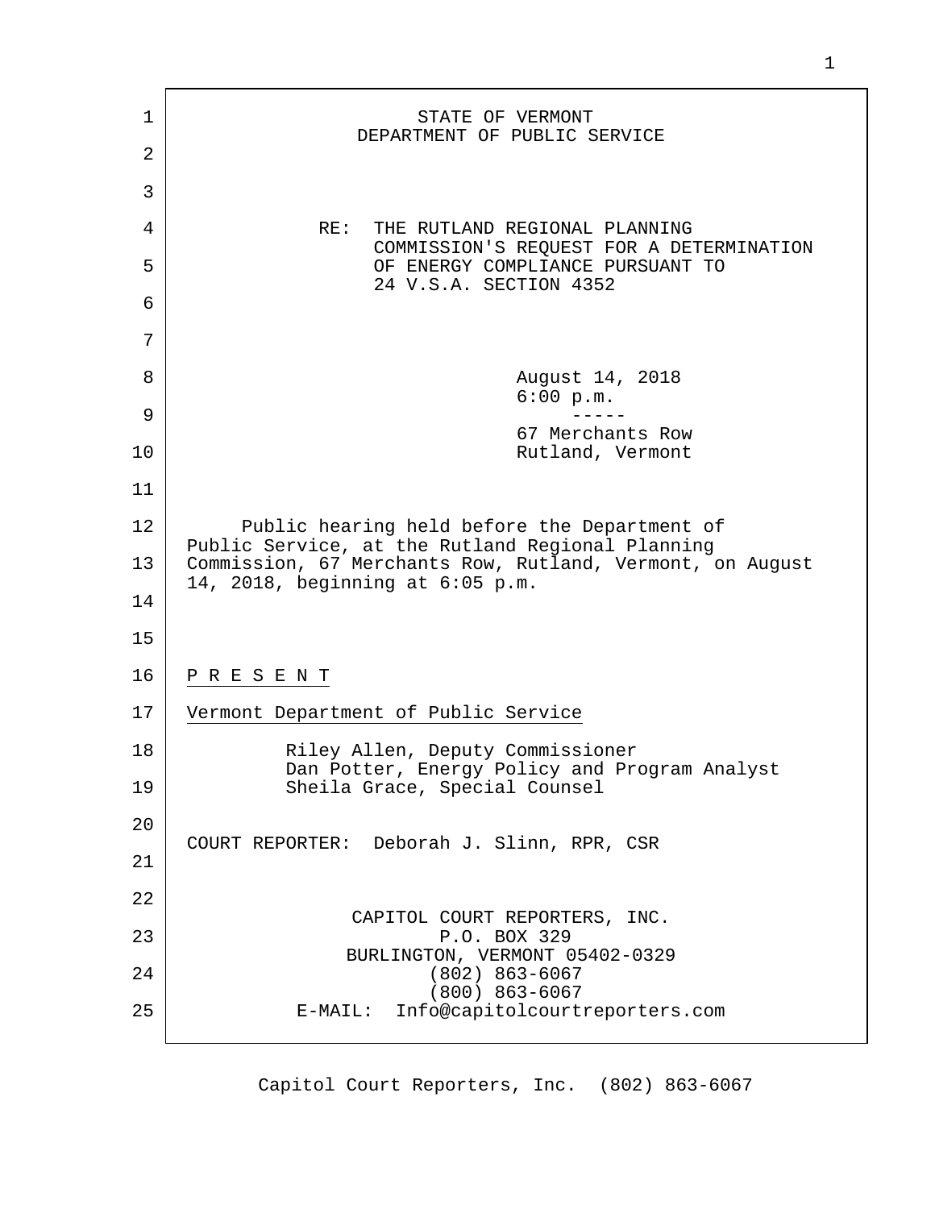STATE OF VERMONT
DEPARTMENT OF PUBLIC SERVICE

RE: THE RUTLAND REGIONAL PLANNING COMMISSION'S REQUEST FOR A DETERMINATION OF ENERGY COMPLIANCE PURSUANT TO 24 V.S.A. SECTION 4352

August 14, 2018
6:00 p.m.
-----
67 Merchants Row
Rutland, Vermont

Public hearing held before the Department of Public Service, at the Rutland Regional Planning Commission, 67 Merchants Row, Rutland, Vermont, on August 14, 2018, beginning at 6:05 p.m.

P R E S E N T

Vermont Department of Public Service

Riley Allen, Deputy Commissioner
Dan Potter, Energy Policy and Program Analyst
Sheila Grace, Special Counsel

COURT REPORTER: Deborah J. Slinn, RPR, CSR

CAPITOL COURT REPORTERS, INC.
P.O. BOX 329
BURLINGTON, VERMONT 05402-0329
(802) 863-6067
(800) 863-6067
E-MAIL: Info@capitolcourtreporters.com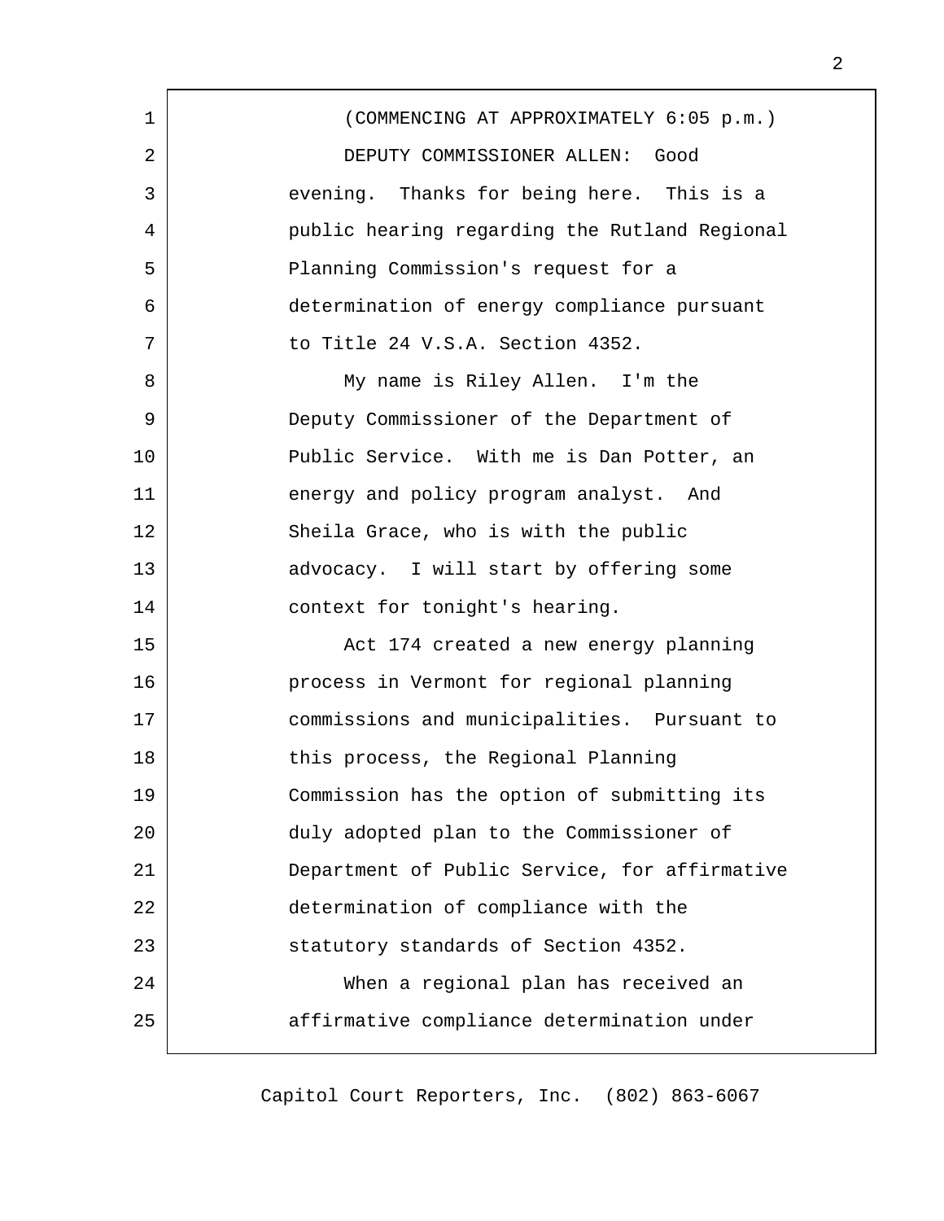(COMMENCING AT APPROXIMATELY 6:05 p.m.)

DEPUTY COMMISSIONER ALLEN: Good evening. Thanks for being here. This is a public hearing regarding the Rutland Regional Planning Commission's request for a determination of energy compliance pursuant to Title 24 V.S.A. Section 4352.

My name is Riley Allen. I'm the Deputy Commissioner of the Department of Public Service. With me is Dan Potter, an energy and policy program analyst. And Sheila Grace, who is with the public advocacy. I will start by offering some context for tonight's hearing.

Act 174 created a new energy planning process in Vermont for regional planning commissions and municipalities. Pursuant to this process, the Regional Planning Commission has the option of submitting its duly adopted plan to the Commissioner of Department of Public Service, for affirmative determination of compliance with the statutory standards of Section 4352.

When a regional plan has received an affirmative compliance determination under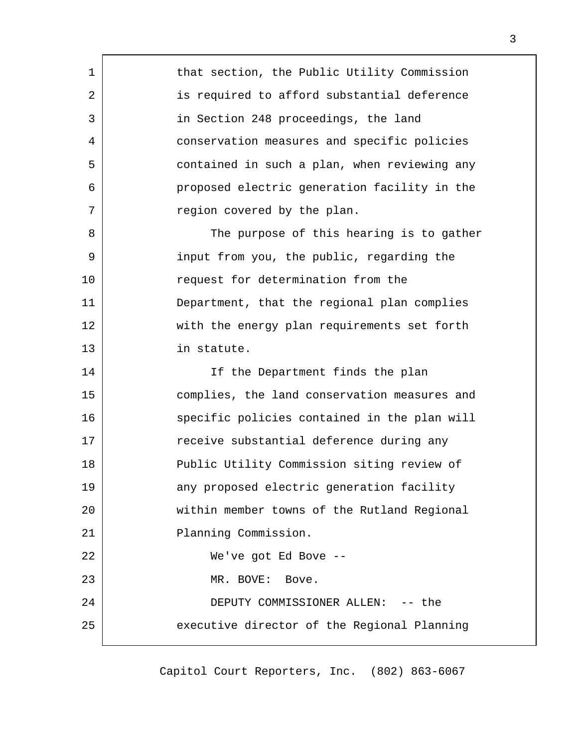that section, the Public Utility Commission is required to afford substantial deference in Section 248 proceedings, the land conservation measures and specific policies contained in such a plan, when reviewing any proposed electric generation facility in the region covered by the plan.

The purpose of this hearing is to gather input from you, the public, regarding the request for determination from the Department, that the regional plan complies with the energy plan requirements set forth in statute.

If the Department finds the plan complies, the land conservation measures and specific policies contained in the plan will receive substantial deference during any Public Utility Commission siting review of any proposed electric generation facility within member towns of the Rutland Regional Planning Commission.

We've got Ed Bove --

MR. BOVE: Bove.

DEPUTY COMMISSIONER ALLEN: -- the executive director of the Regional Planning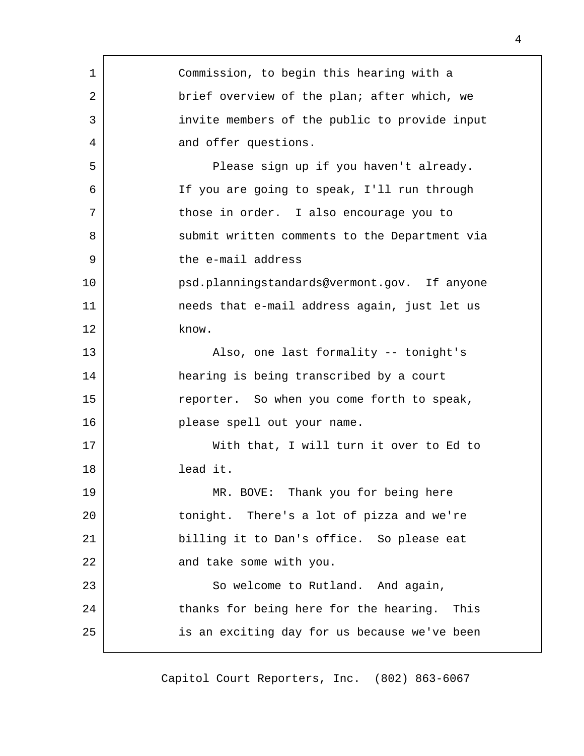Commission, to begin this hearing with a brief overview of the plan; after which, we invite members of the public to provide input and offer questions.

Please sign up if you haven't already. If you are going to speak, I'll run through those in order. I also encourage you to submit written comments to the Department via the e-mail address psd.planningstandards@vermont.gov. If anyone needs that e-mail address again, just let us know.

Also, one last formality -- tonight's hearing is being transcribed by a court reporter. So when you come forth to speak, please spell out your name.

With that, I will turn it over to Ed to lead it.

MR. BOVE: Thank you for being here tonight. There's a lot of pizza and we're billing it to Dan's office. So please eat and take some with you.

So welcome to Rutland. And again, thanks for being here for the hearing. This is an exciting day for us because we've been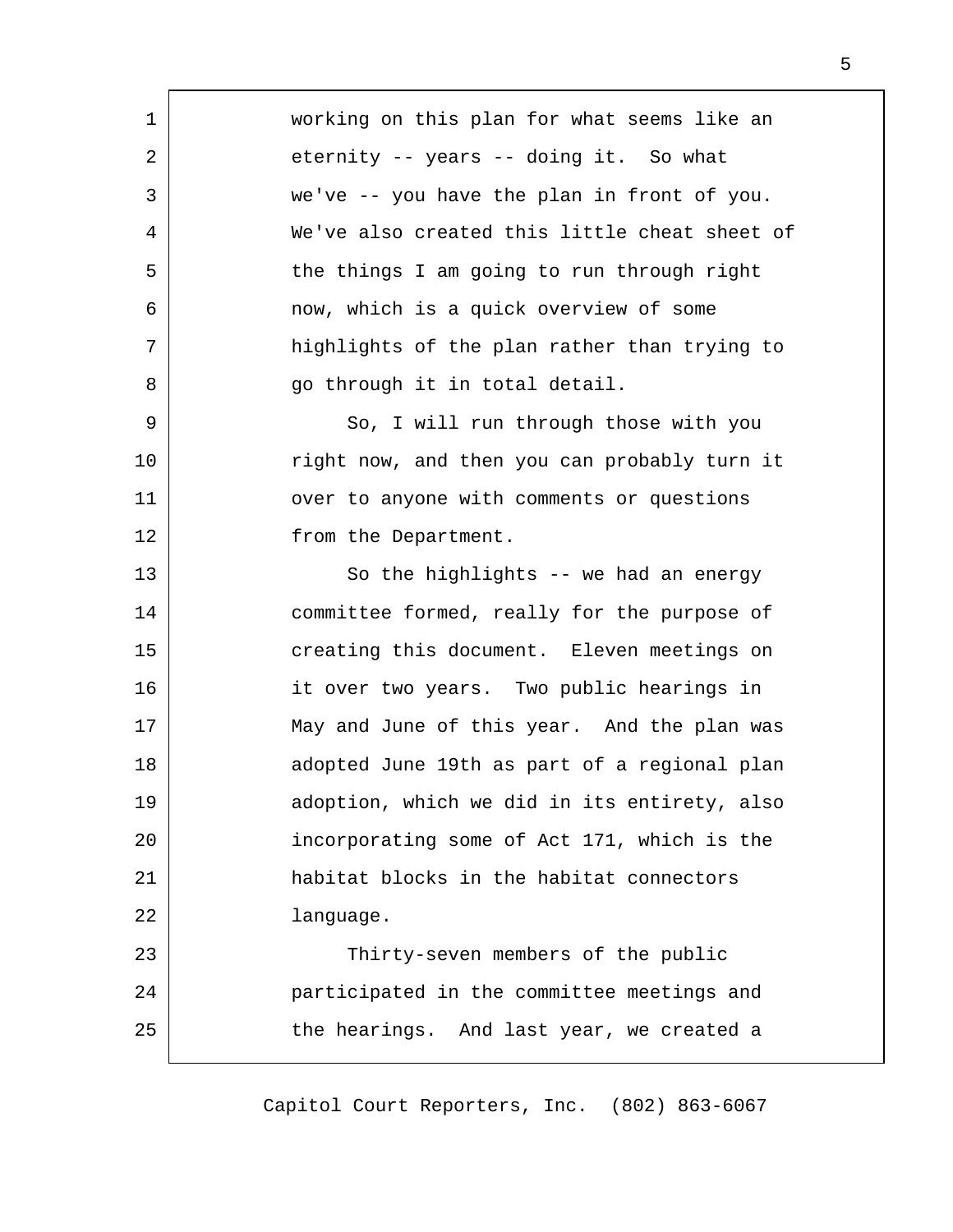working on this plan for what seems like an eternity -- years -- doing it. So what we've -- you have the plan in front of you. We've also created this little cheat sheet of the things I am going to run through right now, which is a quick overview of some highlights of the plan rather than trying to go through it in total detail.

So, I will run through those with you right now, and then you can probably turn it over to anyone with comments or questions from the Department.

So the highlights -- we had an energy committee formed, really for the purpose of creating this document. Eleven meetings on it over two years. Two public hearings in May and June of this year. And the plan was adopted June 19th as part of a regional plan adoption, which we did in its entirety, also incorporating some of Act 171, which is the habitat blocks in the habitat connectors language.

Thirty-seven members of the public participated in the committee meetings and the hearings. And last year, we created a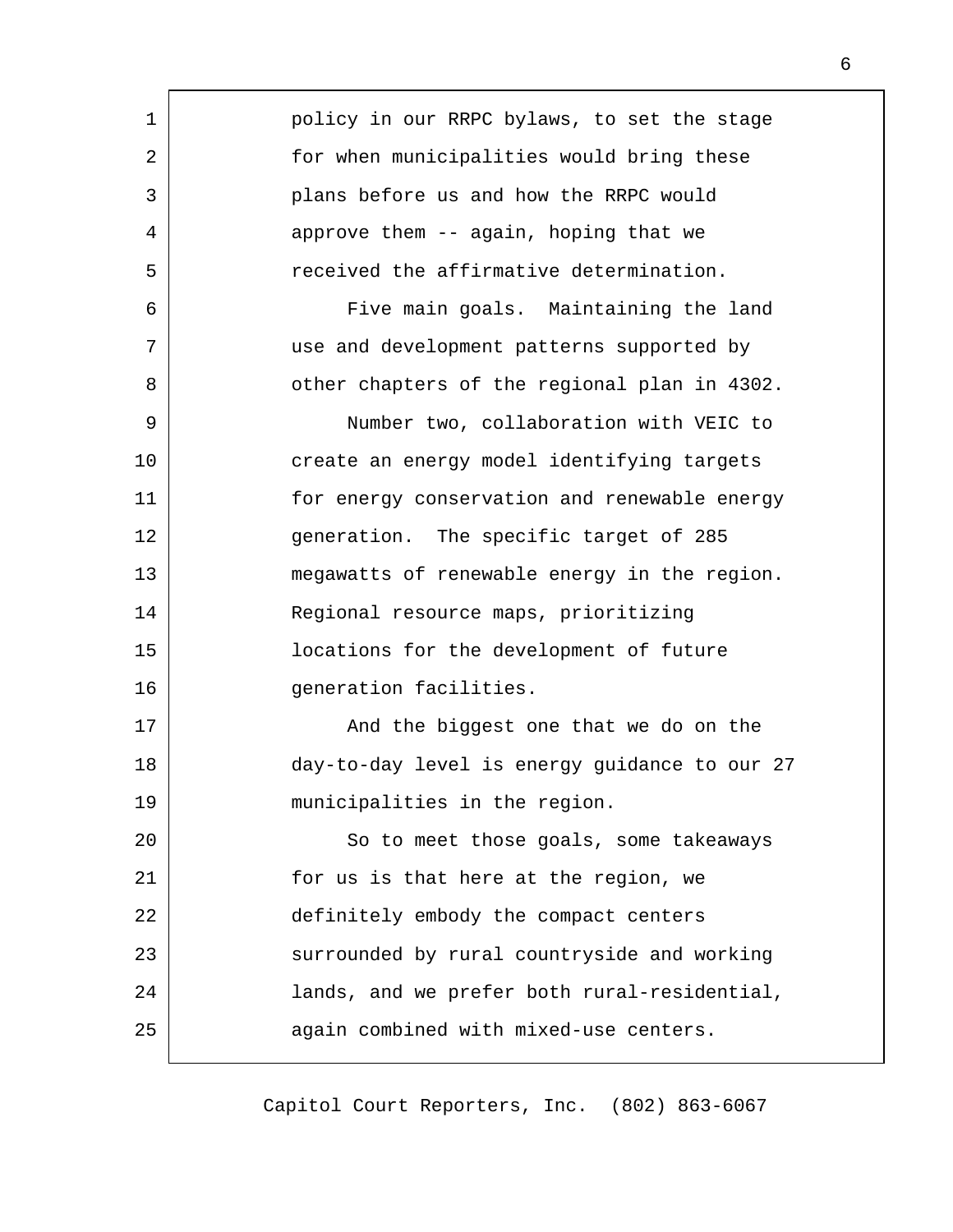policy in our RRPC bylaws, to set the stage for when municipalities would bring these plans before us and how the RRPC would approve them -- again, hoping that we received the affirmative determination.

Five main goals. Maintaining the land use and development patterns supported by other chapters of the regional plan in 4302.

Number two, collaboration with VEIC to create an energy model identifying targets for energy conservation and renewable energy generation. The specific target of 285 megawatts of renewable energy in the region. Regional resource maps, prioritizing locations for the development of future generation facilities.

And the biggest one that we do on the day-to-day level is energy guidance to our 27 municipalities in the region.

So to meet those goals, some takeaways for us is that here at the region, we definitely embody the compact centers surrounded by rural countryside and working lands, and we prefer both rural-residential, again combined with mixed-use centers.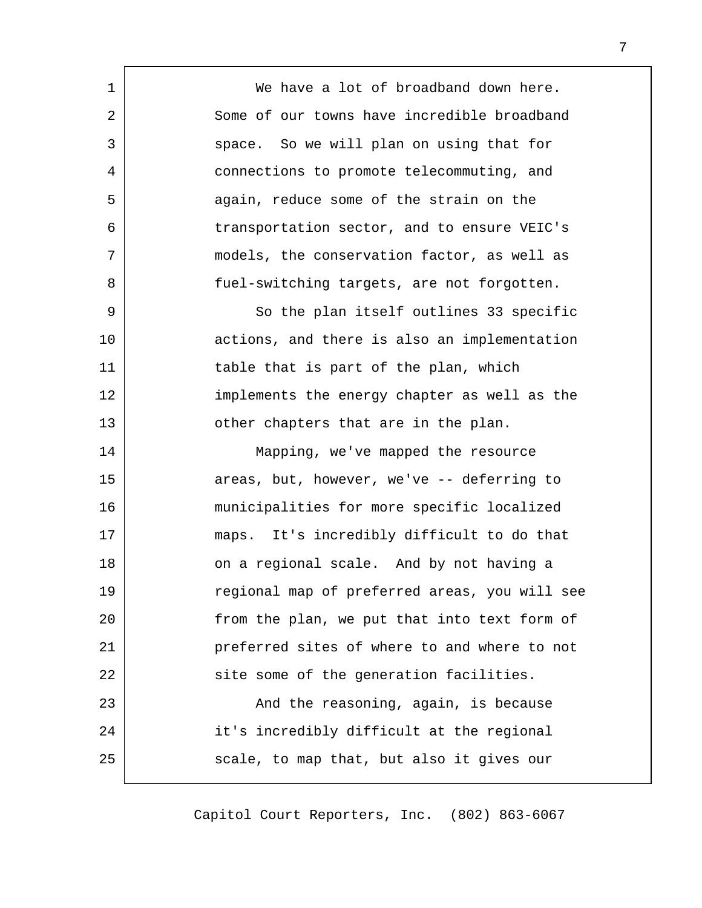We have a lot of broadband down here. Some of our towns have incredible broadband space. So we will plan on using that for connections to promote telecommuting, and again, reduce some of the strain on the transportation sector, and to ensure VEIC's models, the conservation factor, as well as fuel-switching targets, are not forgotten.

So the plan itself outlines 33 specific actions, and there is also an implementation table that is part of the plan, which implements the energy chapter as well as the other chapters that are in the plan.

Mapping, we've mapped the resource areas, but, however, we've -- deferring to municipalities for more specific localized maps. It's incredibly difficult to do that on a regional scale. And by not having a regional map of preferred areas, you will see from the plan, we put that into text form of preferred sites of where to and where to not site some of the generation facilities.

And the reasoning, again, is because it's incredibly difficult at the regional scale, to map that, but also it gives our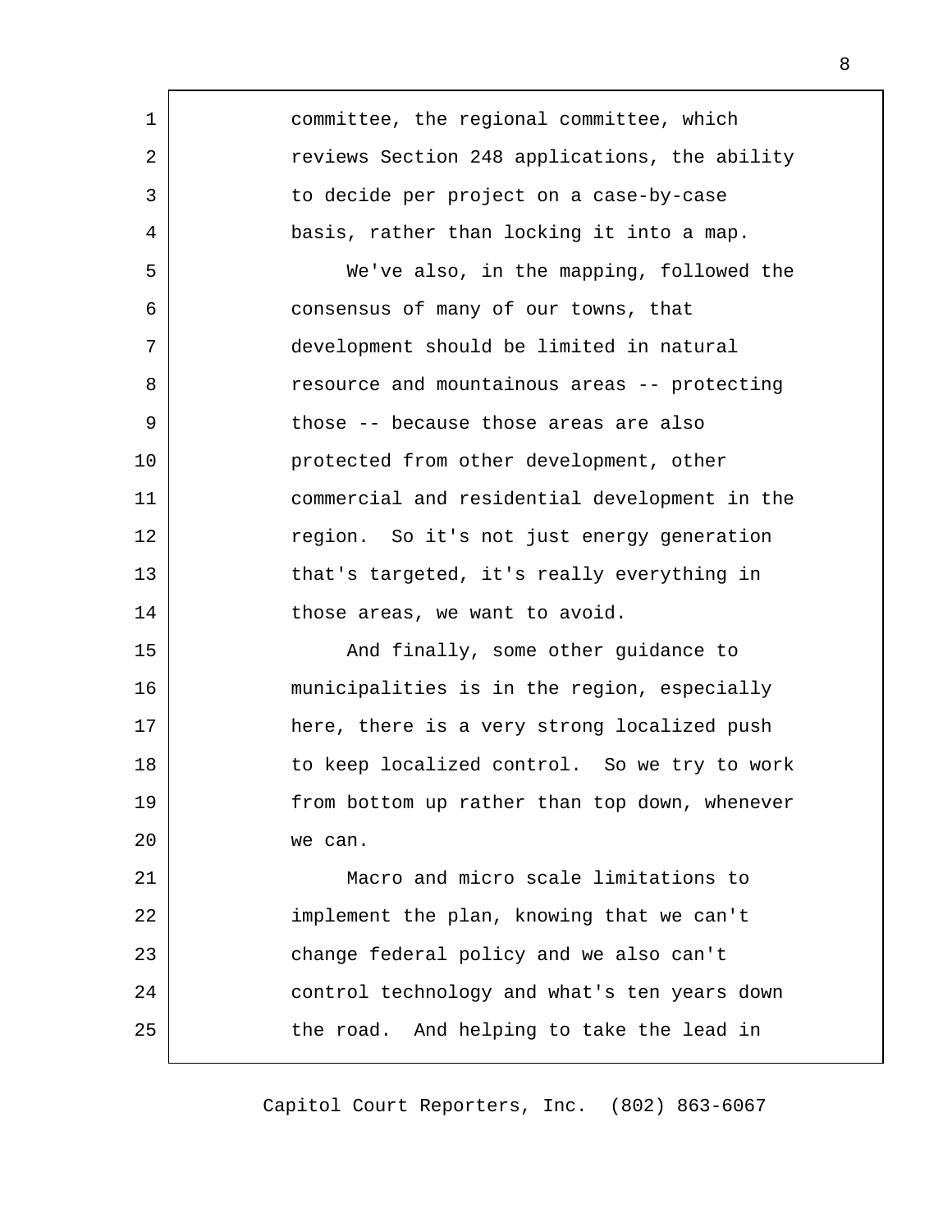committee, the regional committee, which reviews Section 248 applications, the ability to decide per project on a case-by-case basis, rather than locking it into a map.

We've also, in the mapping, followed the consensus of many of our towns, that development should be limited in natural resource and mountainous areas -- protecting those -- because those areas are also protected from other development, other commercial and residential development in the region. So it's not just energy generation that's targeted, it's really everything in those areas, we want to avoid.

And finally, some other guidance to municipalities is in the region, especially here, there is a very strong localized push to keep localized control. So we try to work from bottom up rather than top down, whenever we can.

Macro and micro scale limitations to implement the plan, knowing that we can't change federal policy and we also can't control technology and what's ten years down the road. And helping to take the lead in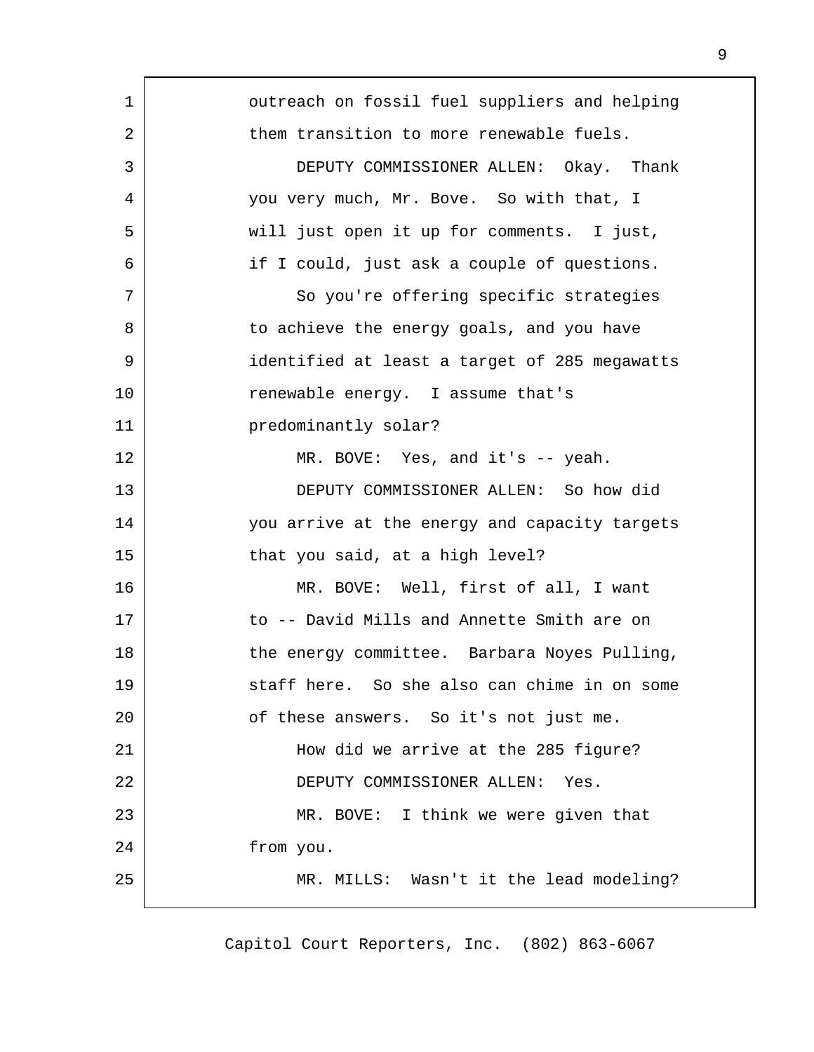outreach on fossil fuel suppliers and helping them transition to more renewable fuels.

DEPUTY COMMISSIONER ALLEN: Okay. Thank you very much, Mr. Bove. So with that, I will just open it up for comments. I just, if I could, just ask a couple of questions.

So you're offering specific strategies to achieve the energy goals, and you have identified at least a target of 285 megawatts renewable energy. I assume that's predominantly solar?

MR. BOVE: Yes, and it's -- yeah.

DEPUTY COMMISSIONER ALLEN: So how did you arrive at the energy and capacity targets that you said, at a high level?

MR. BOVE: Well, first of all, I want to -- David Mills and Annette Smith are on the energy committee. Barbara Noyes Pulling, staff here. So she also can chime in on some of these answers. So it's not just me.

How did we arrive at the 285 figure?

DEPUTY COMMISSIONER ALLEN: Yes.

MR. BOVE: I think we were given that from you.

MR. MILLS: Wasn't it the lead modeling?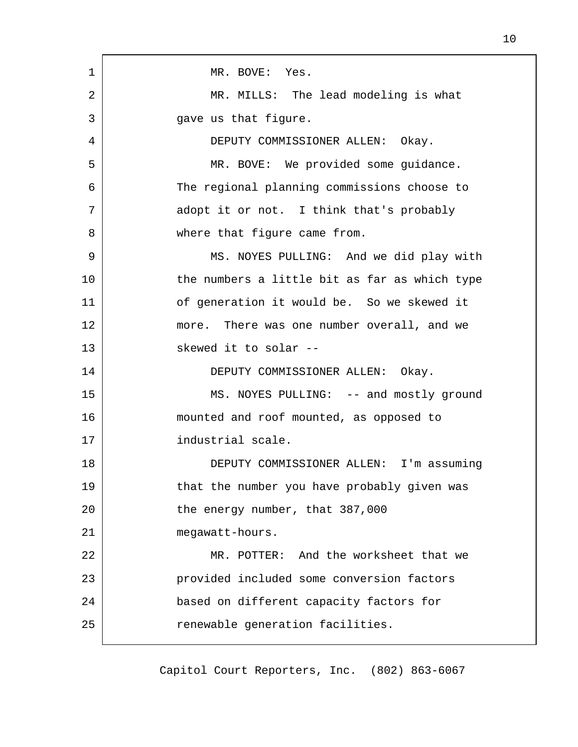MR. BOVE: Yes.

MR. MILLS: The lead modeling is what gave us that figure.

DEPUTY COMMISSIONER ALLEN: Okay.

MR. BOVE: We provided some guidance. The regional planning commissions choose to adopt it or not. I think that's probably where that figure came from.

MS. NOYES PULLING: And we did play with the numbers a little bit as far as which type of generation it would be. So we skewed it more. There was one number overall, and we skewed it to solar --

DEPUTY COMMISSIONER ALLEN: Okay.

MS. NOYES PULLING: -- and mostly ground mounted and roof mounted, as opposed to industrial scale.

DEPUTY COMMISSIONER ALLEN: I'm assuming that the number you have probably given was the energy number, that 387,000 megawatt-hours.

MR. POTTER: And the worksheet that we provided included some conversion factors based on different capacity factors for renewable generation facilities.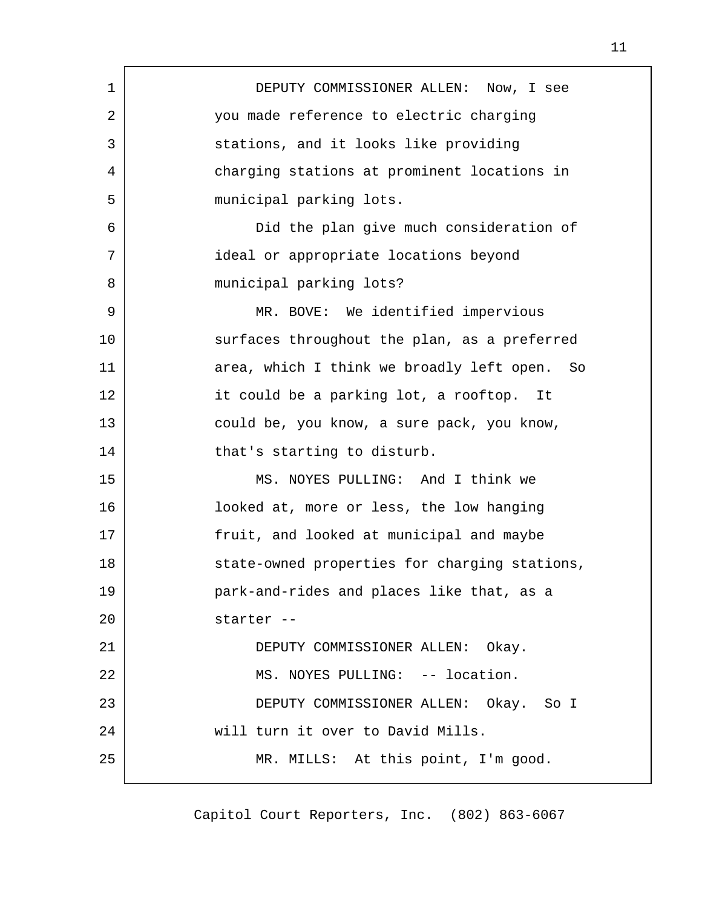DEPUTY COMMISSIONER ALLEN: Now, I see you made reference to electric charging stations, and it looks like providing charging stations at prominent locations in municipal parking lots.

Did the plan give much consideration of ideal or appropriate locations beyond municipal parking lots?

MR. BOVE: We identified impervious surfaces throughout the plan, as a preferred area, which I think we broadly left open. So it could be a parking lot, a rooftop. It could be, you know, a sure pack, you know, that's starting to disturb.

MS. NOYES PULLING: And I think we looked at, more or less, the low hanging fruit, and looked at municipal and maybe state-owned properties for charging stations, park-and-rides and places like that, as a starter --

DEPUTY COMMISSIONER ALLEN: Okay.

MS. NOYES PULLING: -- location.

DEPUTY COMMISSIONER ALLEN: Okay. So I will turn it over to David Mills.

MR. MILLS: At this point, I'm good.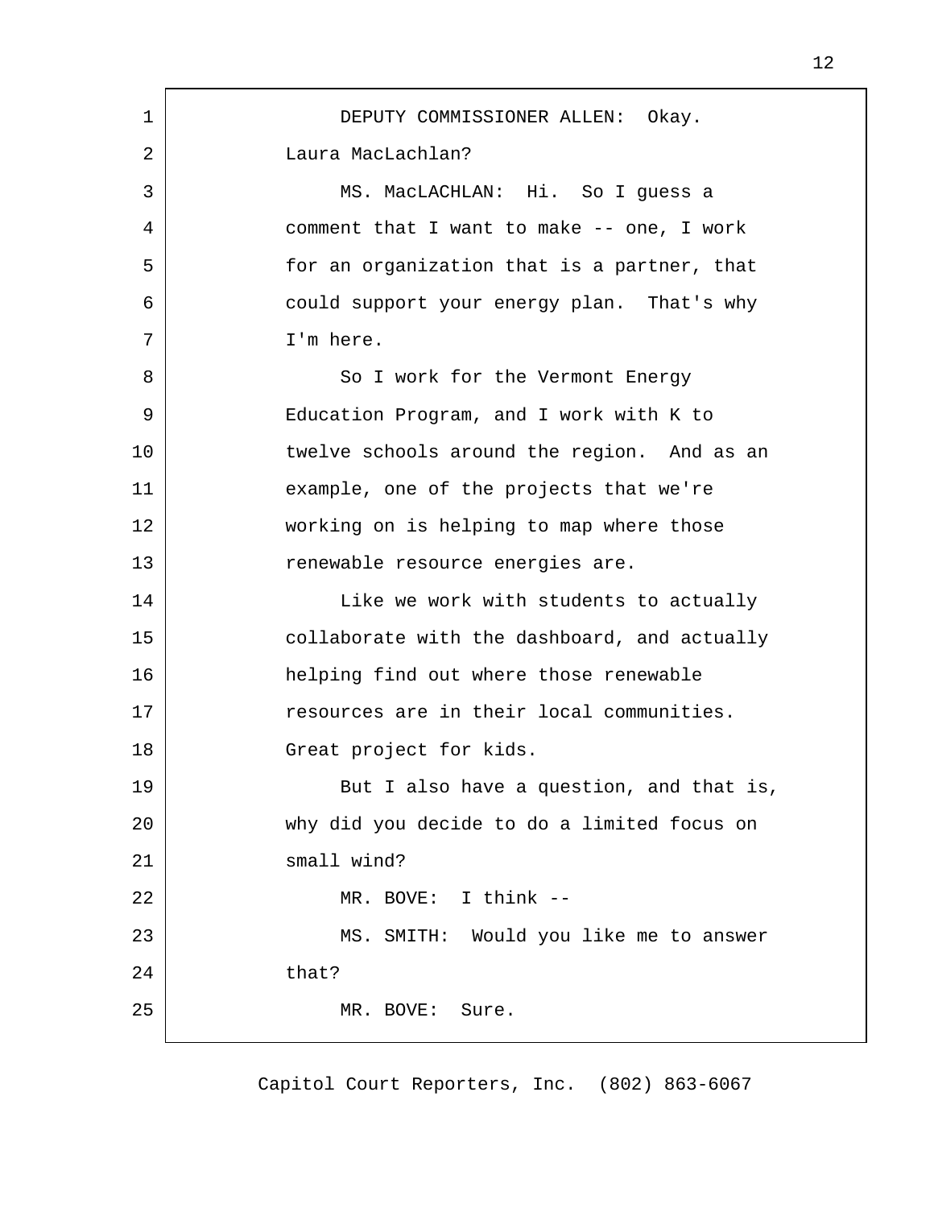DEPUTY COMMISSIONER ALLEN: Okay. Laura MacLachlan?

MS. MacLACHLAN: Hi. So I guess a comment that I want to make -- one, I work for an organization that is a partner, that could support your energy plan. That's why I'm here.

So I work for the Vermont Energy Education Program, and I work with K to twelve schools around the region. And as an example, one of the projects that we're working on is helping to map where those renewable resource energies are.

Like we work with students to actually collaborate with the dashboard, and actually helping find out where those renewable resources are in their local communities. Great project for kids.

But I also have a question, and that is, why did you decide to do a limited focus on small wind?

MR. BOVE: I think --

MS. SMITH: Would you like me to answer that?

MR. BOVE: Sure.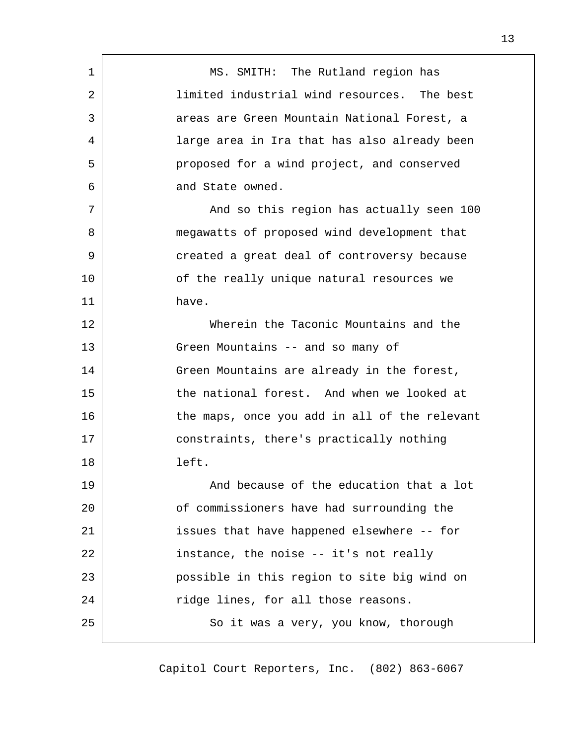MS. SMITH: The Rutland region has limited industrial wind resources. The best areas are Green Mountain National Forest, a large area in Ira that has also already been proposed for a wind project, and conserved and State owned.

And so this region has actually seen 100 megawatts of proposed wind development that created a great deal of controversy because of the really unique natural resources we have.

Wherein the Taconic Mountains and the Green Mountains -- and so many of Green Mountains are already in the forest, the national forest. And when we looked at the maps, once you add in all of the relevant constraints, there's practically nothing left.

And because of the education that a lot of commissioners have had surrounding the issues that have happened elsewhere -- for instance, the noise -- it's not really possible in this region to site big wind on ridge lines, for all those reasons.

So it was a very, you know, thorough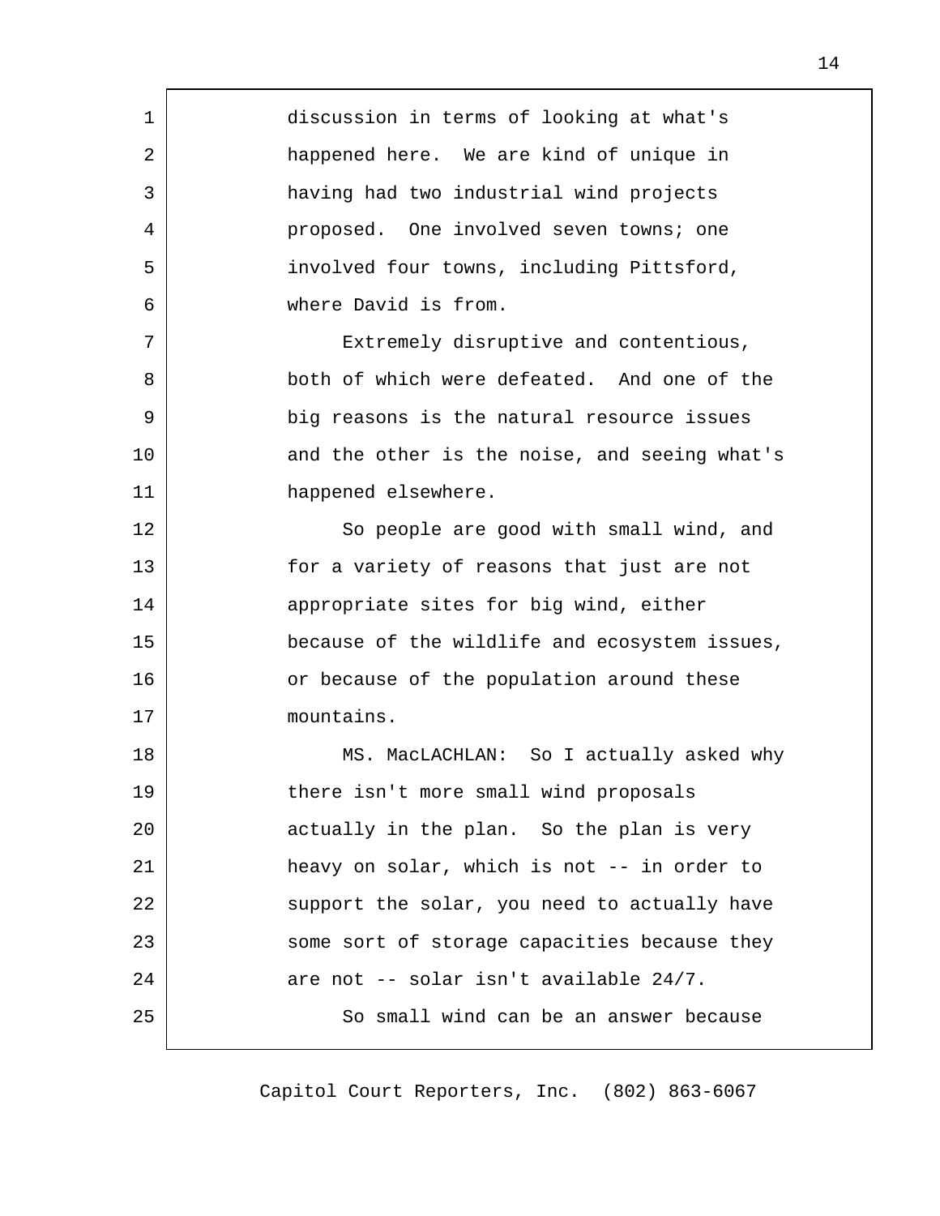discussion in terms of looking at what's happened here. We are kind of unique in having had two industrial wind projects proposed. One involved seven towns; one involved four towns, including Pittsford, where David is from.

Extremely disruptive and contentious, both of which were defeated. And one of the big reasons is the natural resource issues and the other is the noise, and seeing what's happened elsewhere.

So people are good with small wind, and for a variety of reasons that just are not appropriate sites for big wind, either because of the wildlife and ecosystem issues, or because of the population around these mountains.

MS. MacLACHLAN: So I actually asked why there isn't more small wind proposals actually in the plan. So the plan is very heavy on solar, which is not -- in order to support the solar, you need to actually have some sort of storage capacities because they are not -- solar isn't available 24/7.

So small wind can be an answer because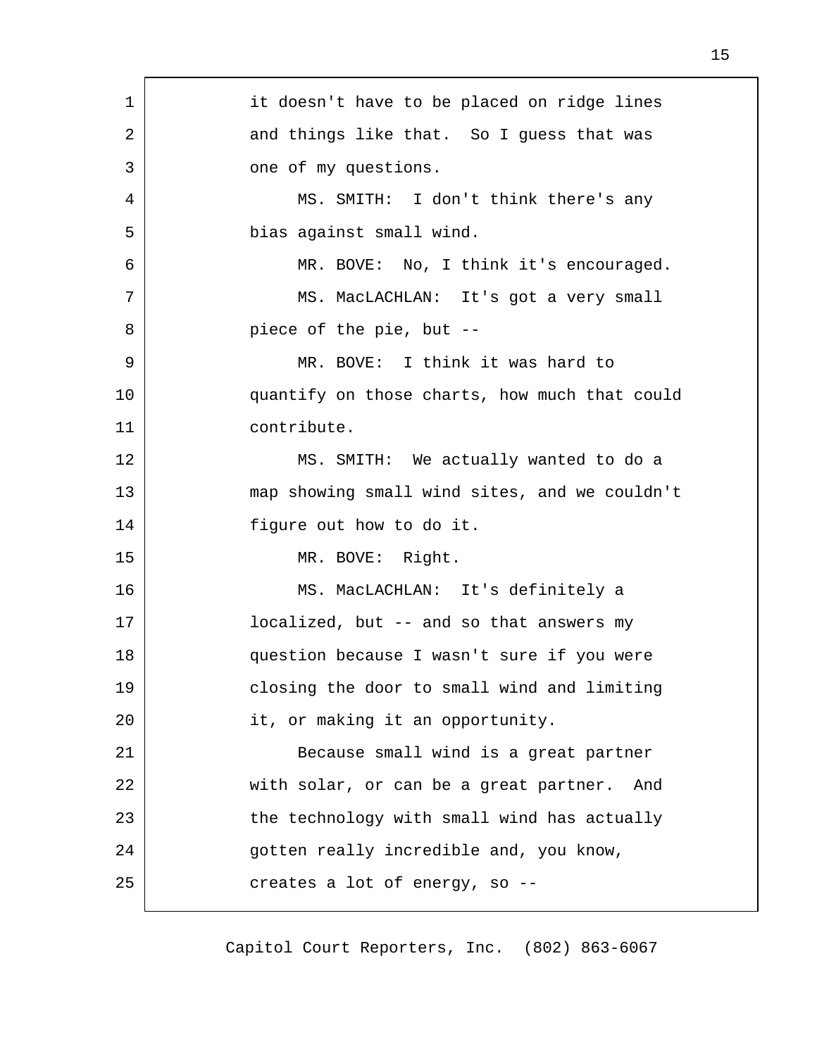it doesn't have to be placed on ridge lines and things like that. So I guess that was one of my questions.

MS. SMITH: I don't think there's any bias against small wind.

MR. BOVE: No, I think it's encouraged.

MS. MacLACHLAN: It's got a very small piece of the pie, but --

MR. BOVE: I think it was hard to quantify on those charts, how much that could contribute.

MS. SMITH: We actually wanted to do a map showing small wind sites, and we couldn't figure out how to do it.

MR. BOVE: Right.

MS. MacLACHLAN: It's definitely a localized, but -- and so that answers my question because I wasn't sure if you were closing the door to small wind and limiting it, or making it an opportunity.

Because small wind is a great partner with solar, or can be a great partner. And the technology with small wind has actually gotten really incredible and, you know, creates a lot of energy, so --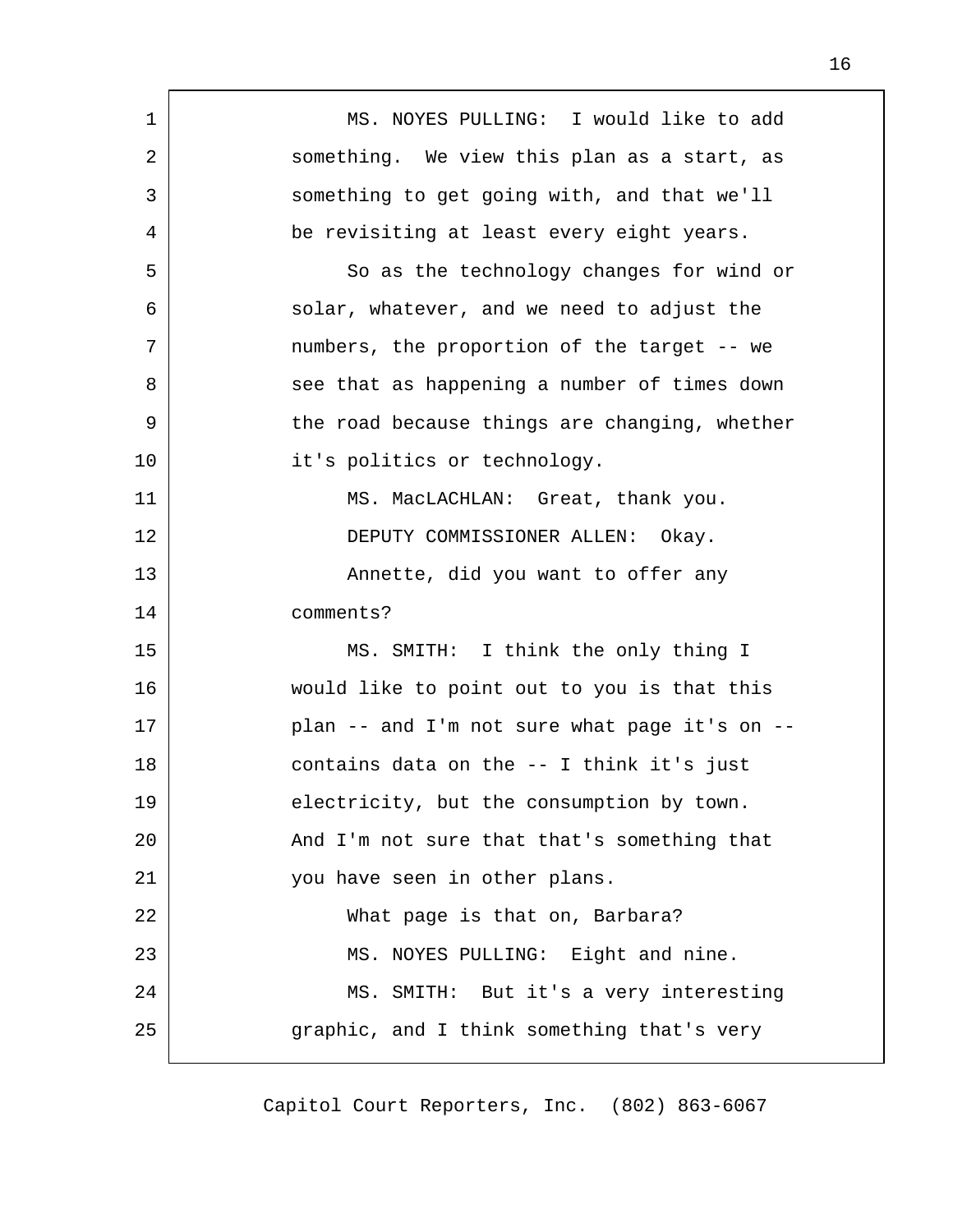MS. NOYES PULLING: I would like to add something. We view this plan as a start, as something to get going with, and that we'll be revisiting at least every eight years.

So as the technology changes for wind or solar, whatever, and we need to adjust the numbers, the proportion of the target -- we see that as happening a number of times down the road because things are changing, whether it's politics or technology.

MS. MacLACHLAN: Great, thank you.

DEPUTY COMMISSIONER ALLEN: Okay.

Annette, did you want to offer any comments?

MS. SMITH: I think the only thing I would like to point out to you is that this plan -- and I'm not sure what page it's on -- contains data on the -- I think it's just electricity, but the consumption by town. And I'm not sure that that's something that you have seen in other plans.

What page is that on, Barbara?

MS. NOYES PULLING: Eight and nine.

MS. SMITH: But it's a very interesting graphic, and I think something that's very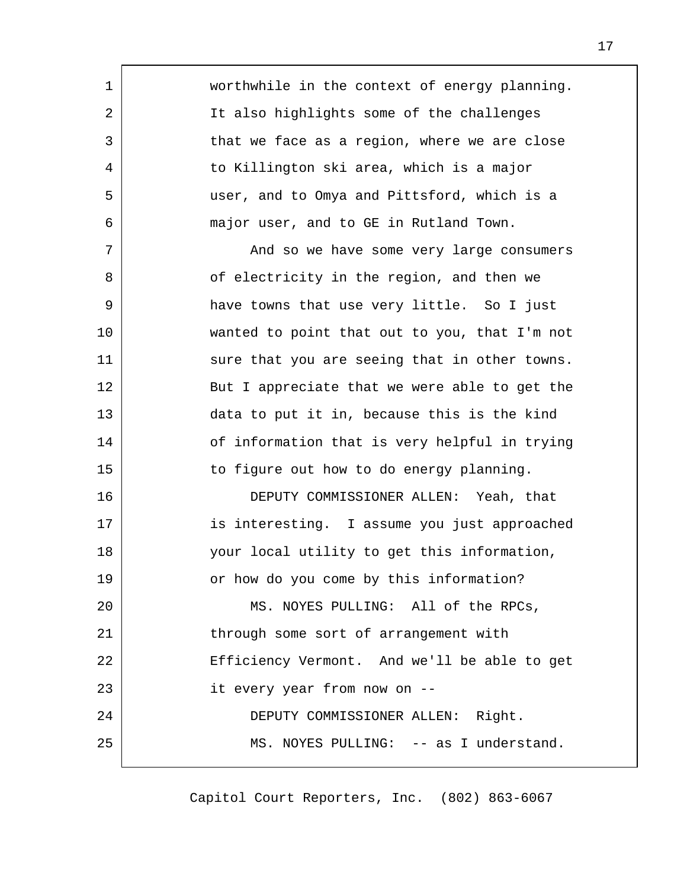worthwhile in the context of energy planning. It also highlights some of the challenges that we face as a region, where we are close to Killington ski area, which is a major user, and to Omya and Pittsford, which is a major user, and to GE in Rutland Town.

And so we have some very large consumers of electricity in the region, and then we have towns that use very little. So I just wanted to point that out to you, that I'm not sure that you are seeing that in other towns. But I appreciate that we were able to get the data to put it in, because this is the kind of information that is very helpful in trying to figure out how to do energy planning.

DEPUTY COMMISSIONER ALLEN: Yeah, that is interesting. I assume you just approached your local utility to get this information, or how do you come by this information?

MS. NOYES PULLING: All of the RPCs, through some sort of arrangement with Efficiency Vermont. And we'll be able to get it every year from now on --

DEPUTY COMMISSIONER ALLEN: Right.

MS. NOYES PULLING: -- as I understand.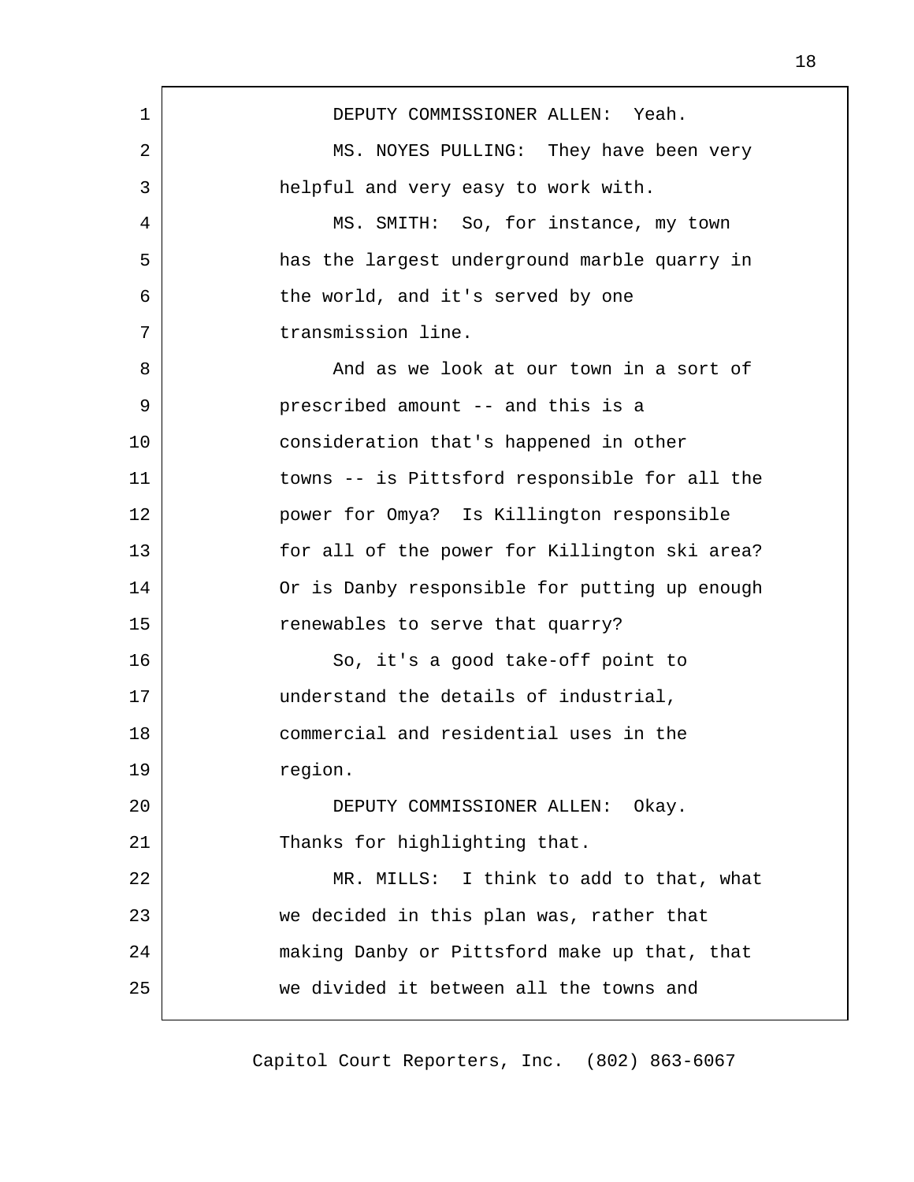DEPUTY COMMISSIONER ALLEN: Yeah.

MS. NOYES PULLING: They have been very helpful and very easy to work with.

MS. SMITH: So, for instance, my town has the largest underground marble quarry in the world, and it's served by one transmission line.

And as we look at our town in a sort of prescribed amount -- and this is a consideration that's happened in other towns -- is Pittsford responsible for all the power for Omya? Is Killington responsible for all of the power for Killington ski area? Or is Danby responsible for putting up enough renewables to serve that quarry?

So, it's a good take-off point to understand the details of industrial, commercial and residential uses in the region.

DEPUTY COMMISSIONER ALLEN: Okay. Thanks for highlighting that.

MR. MILLS: I think to add to that, what we decided in this plan was, rather that making Danby or Pittsford make up that, that we divided it between all the towns and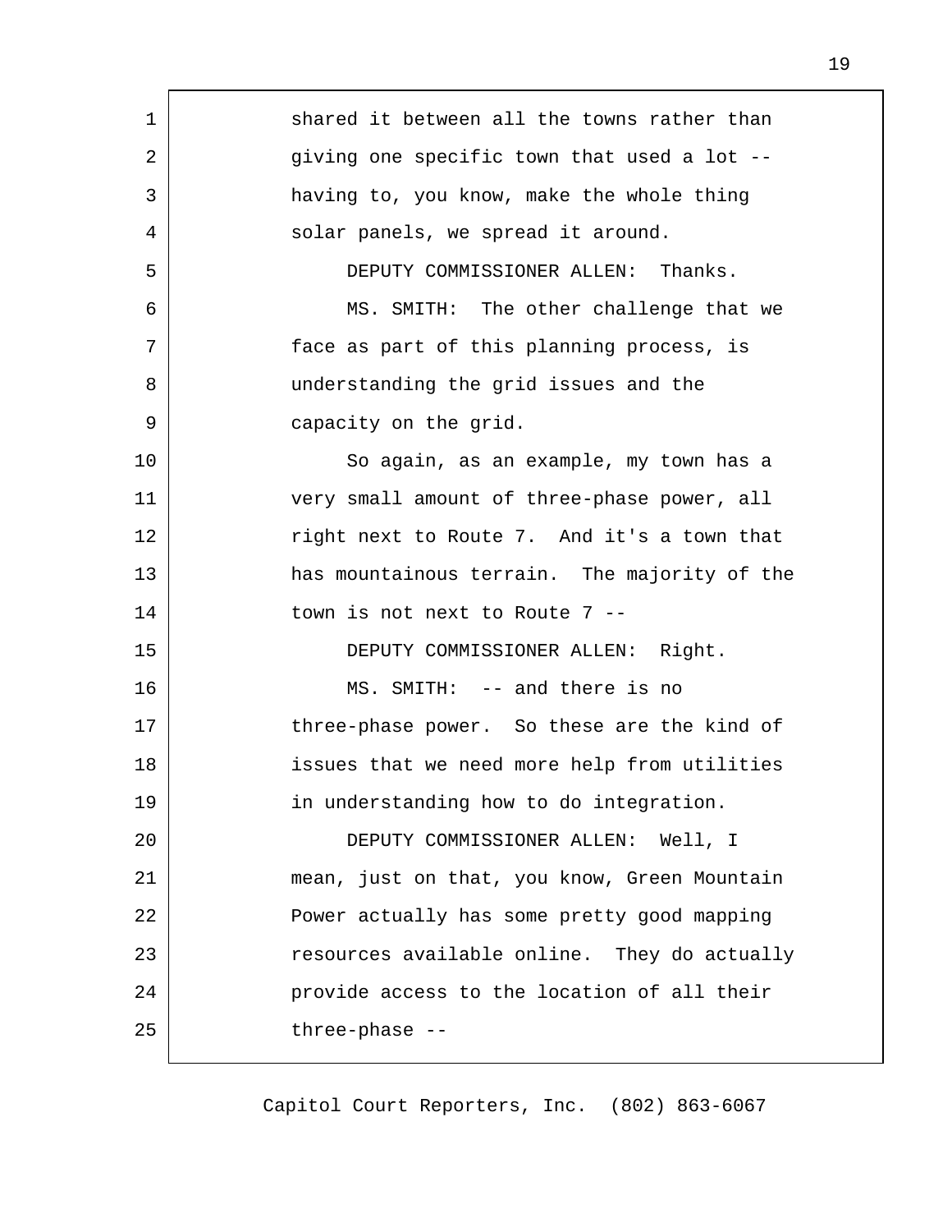shared it between all the towns rather than giving one specific town that used a lot -- having to, you know, make the whole thing solar panels, we spread it around.

DEPUTY COMMISSIONER ALLEN: Thanks.

MS. SMITH: The other challenge that we face as part of this planning process, is understanding the grid issues and the capacity on the grid.

So again, as an example, my town has a very small amount of three-phase power, all right next to Route 7. And it's a town that has mountainous terrain. The majority of the town is not next to Route 7 --

DEPUTY COMMISSIONER ALLEN: Right.

MS. SMITH: -- and there is no three-phase power. So these are the kind of issues that we need more help from utilities in understanding how to do integration.

DEPUTY COMMISSIONER ALLEN: Well, I mean, just on that, you know, Green Mountain Power actually has some pretty good mapping resources available online. They do actually provide access to the location of all their three-phase --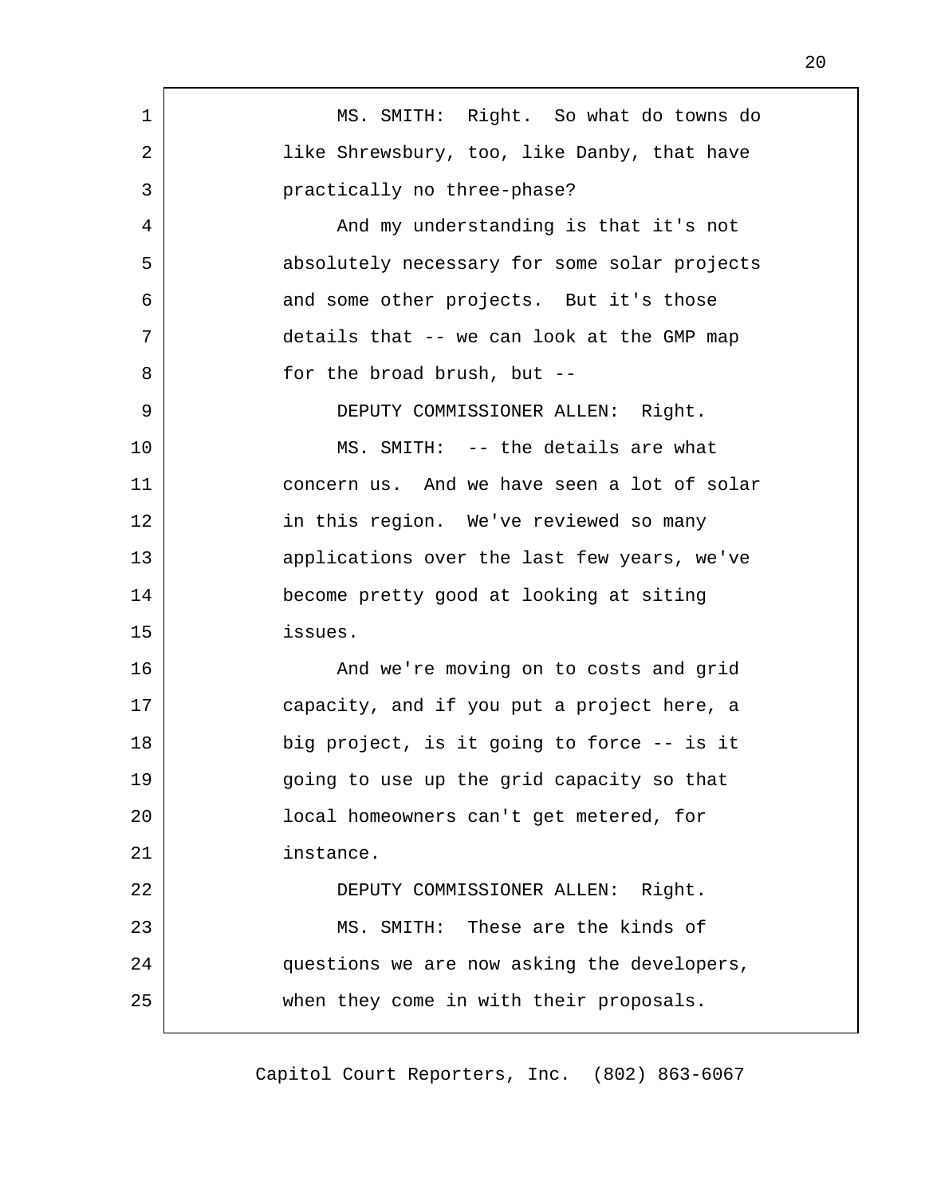MS. SMITH: Right. So what do towns do like Shrewsbury, too, like Danby, that have practically no three-phase?

And my understanding is that it's not absolutely necessary for some solar projects and some other projects. But it's those details that -- we can look at the GMP map for the broad brush, but --

DEPUTY COMMISSIONER ALLEN: Right.

MS. SMITH: -- the details are what concern us. And we have seen a lot of solar in this region. We've reviewed so many applications over the last few years, we've become pretty good at looking at siting issues.

And we're moving on to costs and grid capacity, and if you put a project here, a big project, is it going to force -- is it going to use up the grid capacity so that local homeowners can't get metered, for instance.

DEPUTY COMMISSIONER ALLEN: Right.

MS. SMITH: These are the kinds of questions we are now asking the developers, when they come in with their proposals.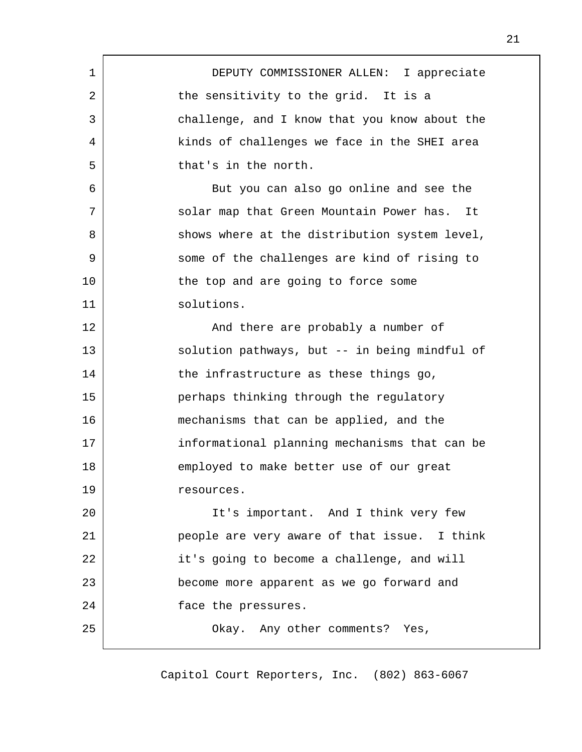DEPUTY COMMISSIONER ALLEN: I appreciate the sensitivity to the grid. It is a challenge, and I know that you know about the kinds of challenges we face in the SHEI area that's in the north.

But you can also go online and see the solar map that Green Mountain Power has. It shows where at the distribution system level, some of the challenges are kind of rising to the top and are going to force some solutions.

And there are probably a number of solution pathways, but -- in being mindful of the infrastructure as these things go, perhaps thinking through the regulatory mechanisms that can be applied, and the informational planning mechanisms that can be employed to make better use of our great resources.

It's important. And I think very few people are very aware of that issue. I think it's going to become a challenge, and will become more apparent as we go forward and face the pressures.

Okay. Any other comments? Yes,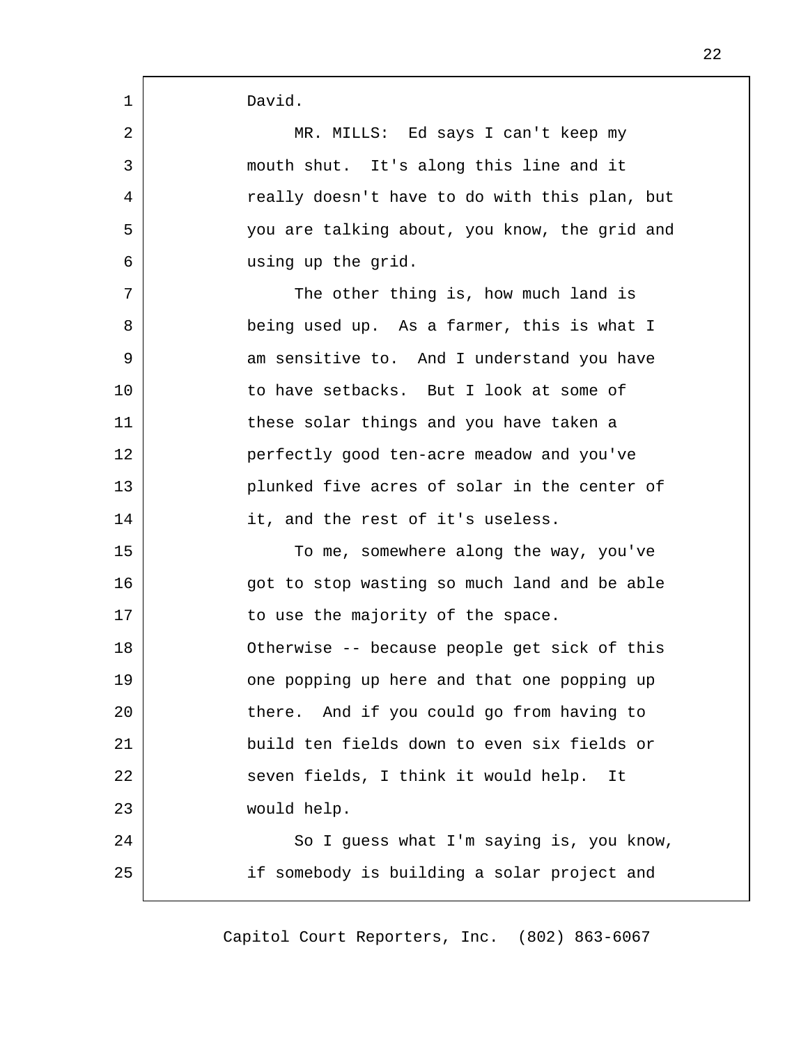David.

MR. MILLS: Ed says I can't keep my mouth shut. It's along this line and it really doesn't have to do with this plan, but you are talking about, you know, the grid and using up the grid.

The other thing is, how much land is being used up. As a farmer, this is what I am sensitive to. And I understand you have to have setbacks. But I look at some of these solar things and you have taken a perfectly good ten-acre meadow and you've plunked five acres of solar in the center of it, and the rest of it's useless.

To me, somewhere along the way, you've got to stop wasting so much land and be able to use the majority of the space. Otherwise -- because people get sick of this one popping up here and that one popping up there. And if you could go from having to build ten fields down to even six fields or seven fields, I think it would help. It would help.

So I guess what I'm saying is, you know, if somebody is building a solar project and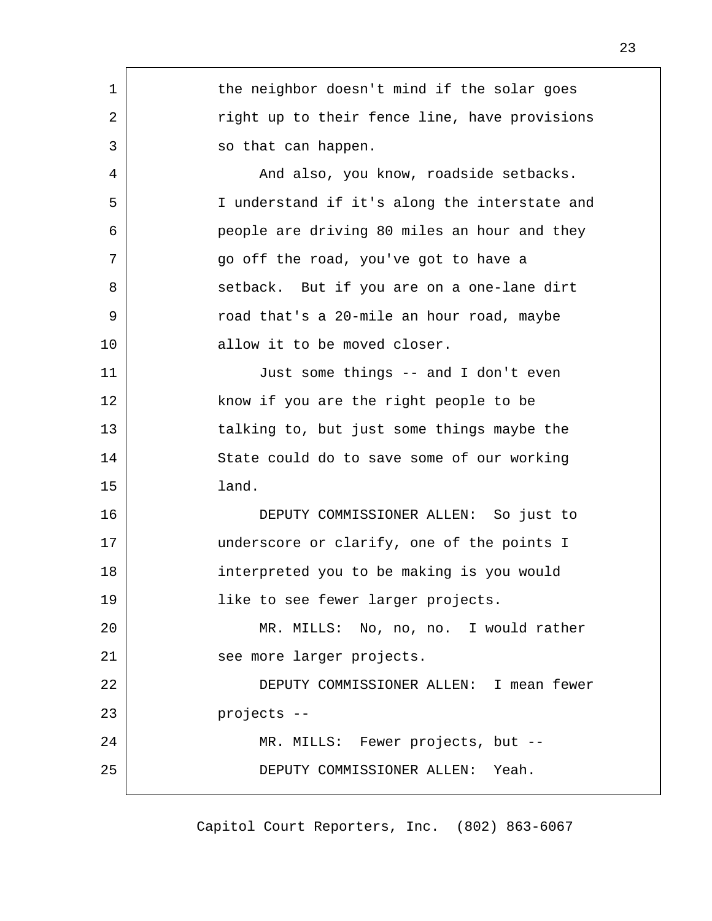the neighbor doesn't mind if the solar goes right up to their fence line, have provisions so that can happen.

And also, you know, roadside setbacks. I understand if it's along the interstate and people are driving 80 miles an hour and they go off the road, you've got to have a setback. But if you are on a one-lane dirt road that's a 20-mile an hour road, maybe allow it to be moved closer.

Just some things -- and I don't even know if you are the right people to be talking to, but just some things maybe the State could do to save some of our working land.

DEPUTY COMMISSIONER ALLEN: So just to underscore or clarify, one of the points I interpreted you to be making is you would like to see fewer larger projects.

MR. MILLS: No, no, no. I would rather see more larger projects.

DEPUTY COMMISSIONER ALLEN: I mean fewer projects --

MR. MILLS: Fewer projects, but --

DEPUTY COMMISSIONER ALLEN: Yeah.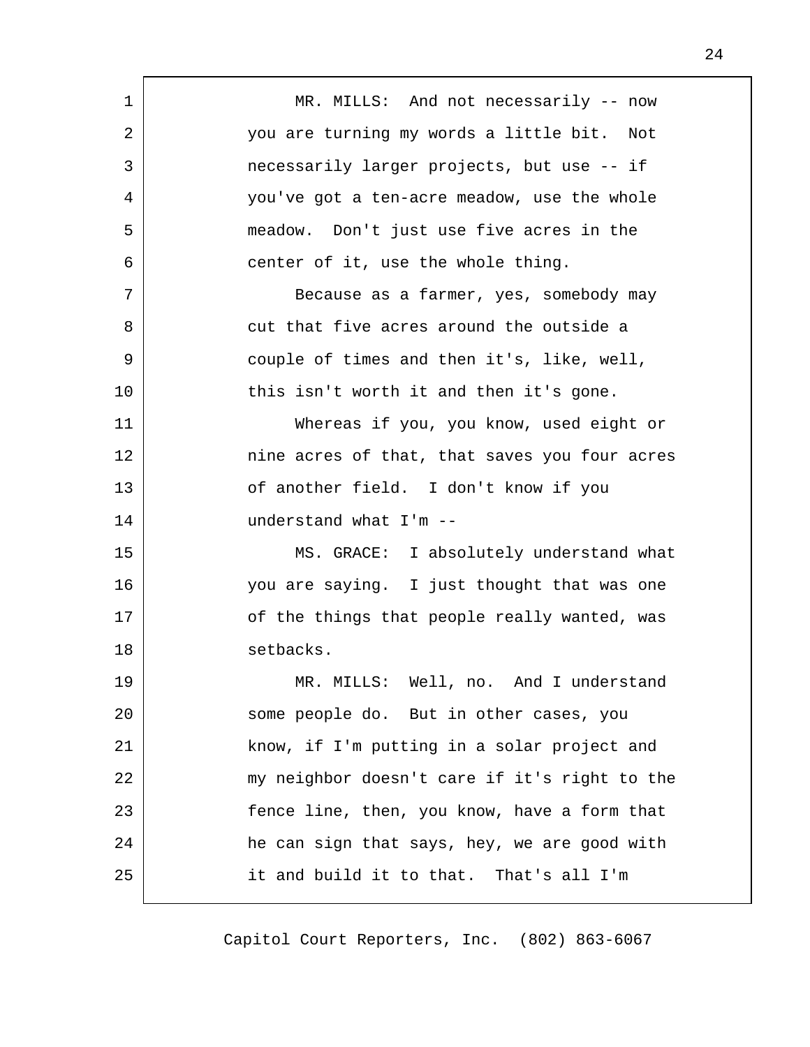MR. MILLS: And not necessarily -- now you are turning my words a little bit. Not necessarily larger projects, but use -- if you've got a ten-acre meadow, use the whole meadow. Don't just use five acres in the center of it, use the whole thing.

Because as a farmer, yes, somebody may cut that five acres around the outside a couple of times and then it's, like, well, this isn't worth it and then it's gone.

Whereas if you, you know, used eight or nine acres of that, that saves you four acres of another field. I don't know if you understand what I'm --

MS. GRACE: I absolutely understand what you are saying. I just thought that was one of the things that people really wanted, was setbacks.

MR. MILLS: Well, no. And I understand some people do. But in other cases, you know, if I'm putting in a solar project and my neighbor doesn't care if it's right to the fence line, then, you know, have a form that he can sign that says, hey, we are good with it and build it to that. That's all I'm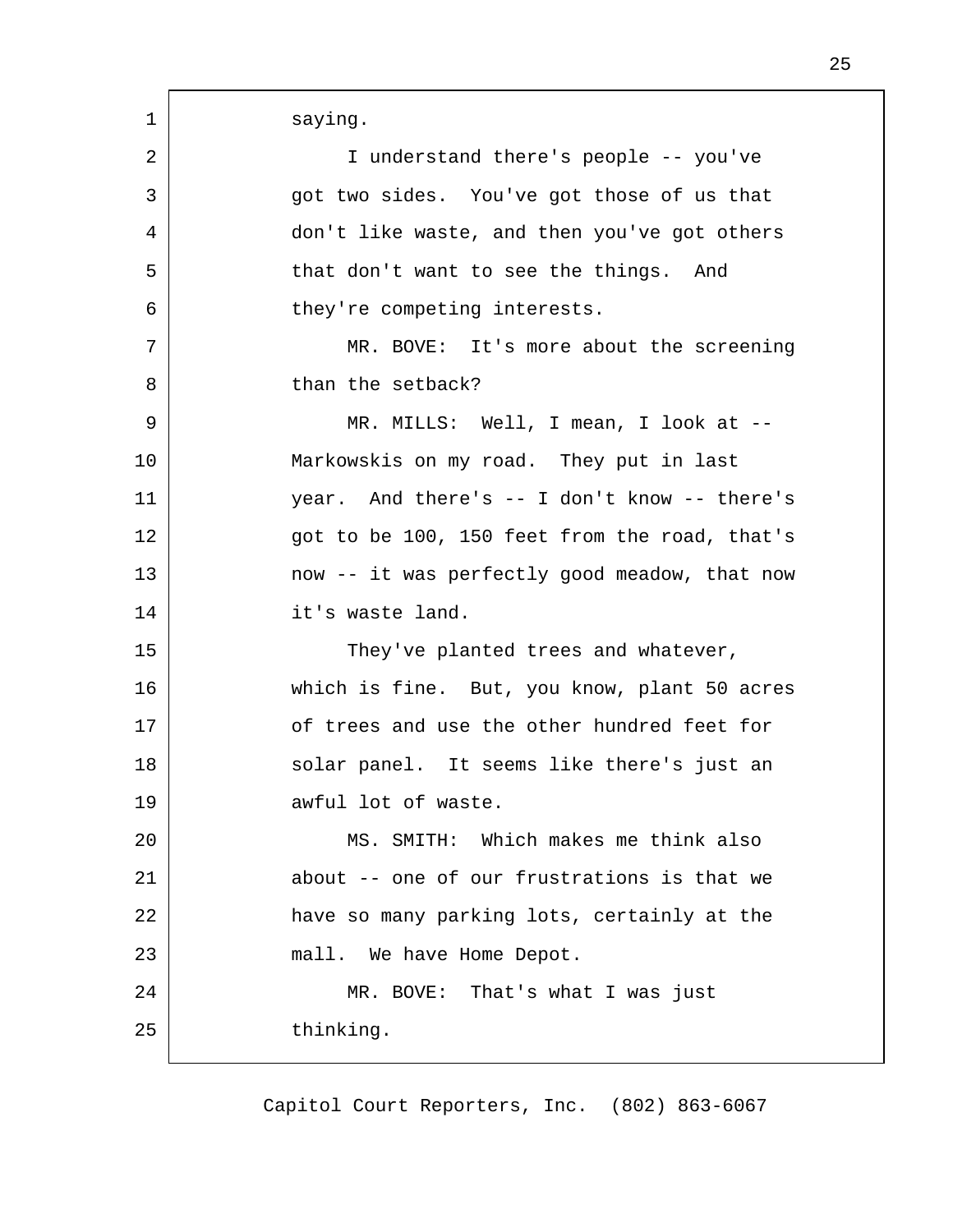saying.

I understand there's people -- you've got two sides. You've got those of us that don't like waste, and then you've got others that don't want to see the things. And they're competing interests.

MR. BOVE: It's more about the screening than the setback?

MR. MILLS: Well, I mean, I look at -- Markowskis on my road. They put in last year. And there's -- I don't know -- there's got to be 100, 150 feet from the road, that's now -- it was perfectly good meadow, that now it's waste land.

They've planted trees and whatever, which is fine. But, you know, plant 50 acres of trees and use the other hundred feet for solar panel. It seems like there's just an awful lot of waste.

MS. SMITH: Which makes me think also about -- one of our frustrations is that we have so many parking lots, certainly at the mall. We have Home Depot.

MR. BOVE: That's what I was just thinking.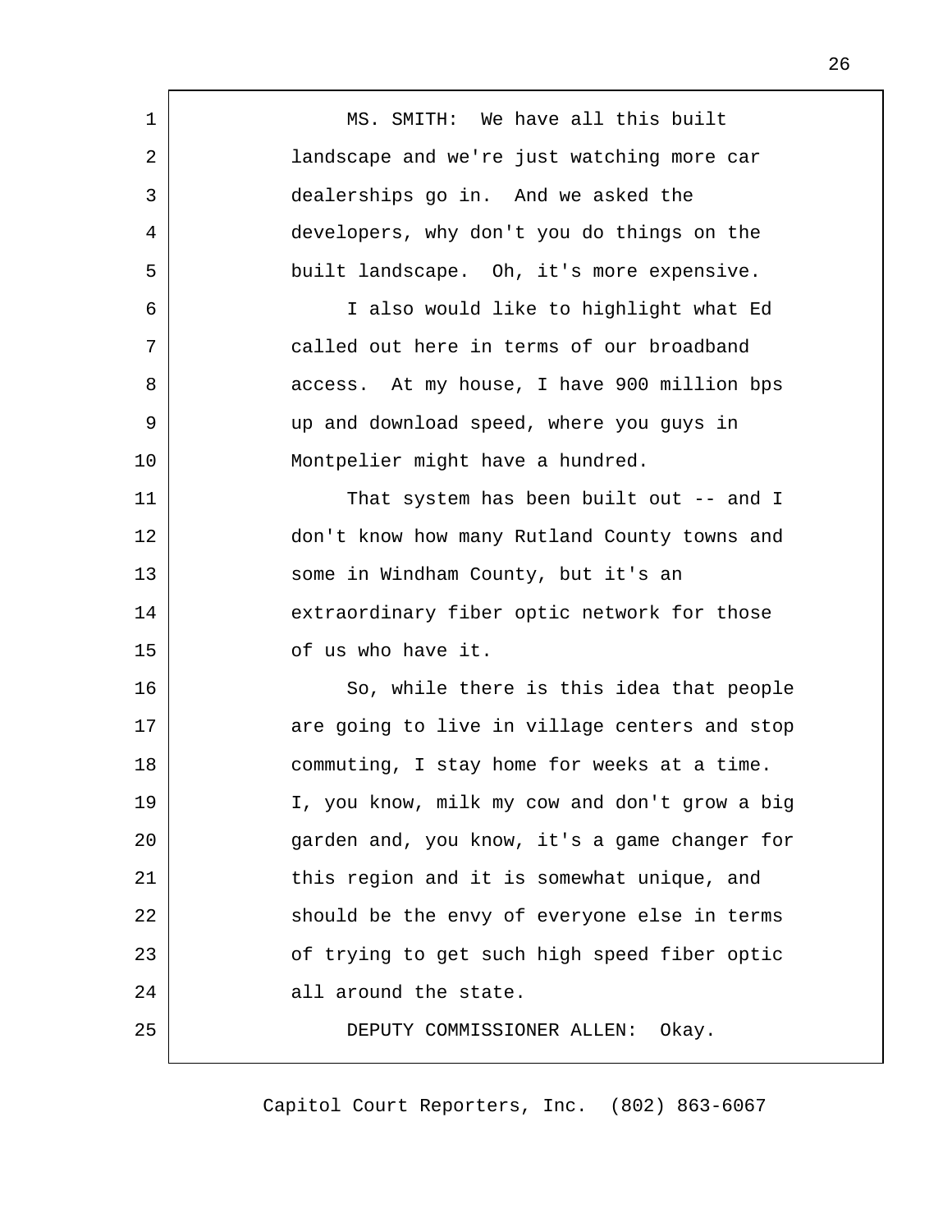MS. SMITH: We have all this built landscape and we're just watching more car dealerships go in. And we asked the developers, why don't you do things on the built landscape. Oh, it's more expensive.

I also would like to highlight what Ed called out here in terms of our broadband access. At my house, I have 900 million bps up and download speed, where you guys in Montpelier might have a hundred.

That system has been built out -- and I don't know how many Rutland County towns and some in Windham County, but it's an extraordinary fiber optic network for those of us who have it.

So, while there is this idea that people are going to live in village centers and stop commuting, I stay home for weeks at a time. I, you know, milk my cow and don't grow a big garden and, you know, it's a game changer for this region and it is somewhat unique, and should be the envy of everyone else in terms of trying to get such high speed fiber optic all around the state.

DEPUTY COMMISSIONER ALLEN: Okay.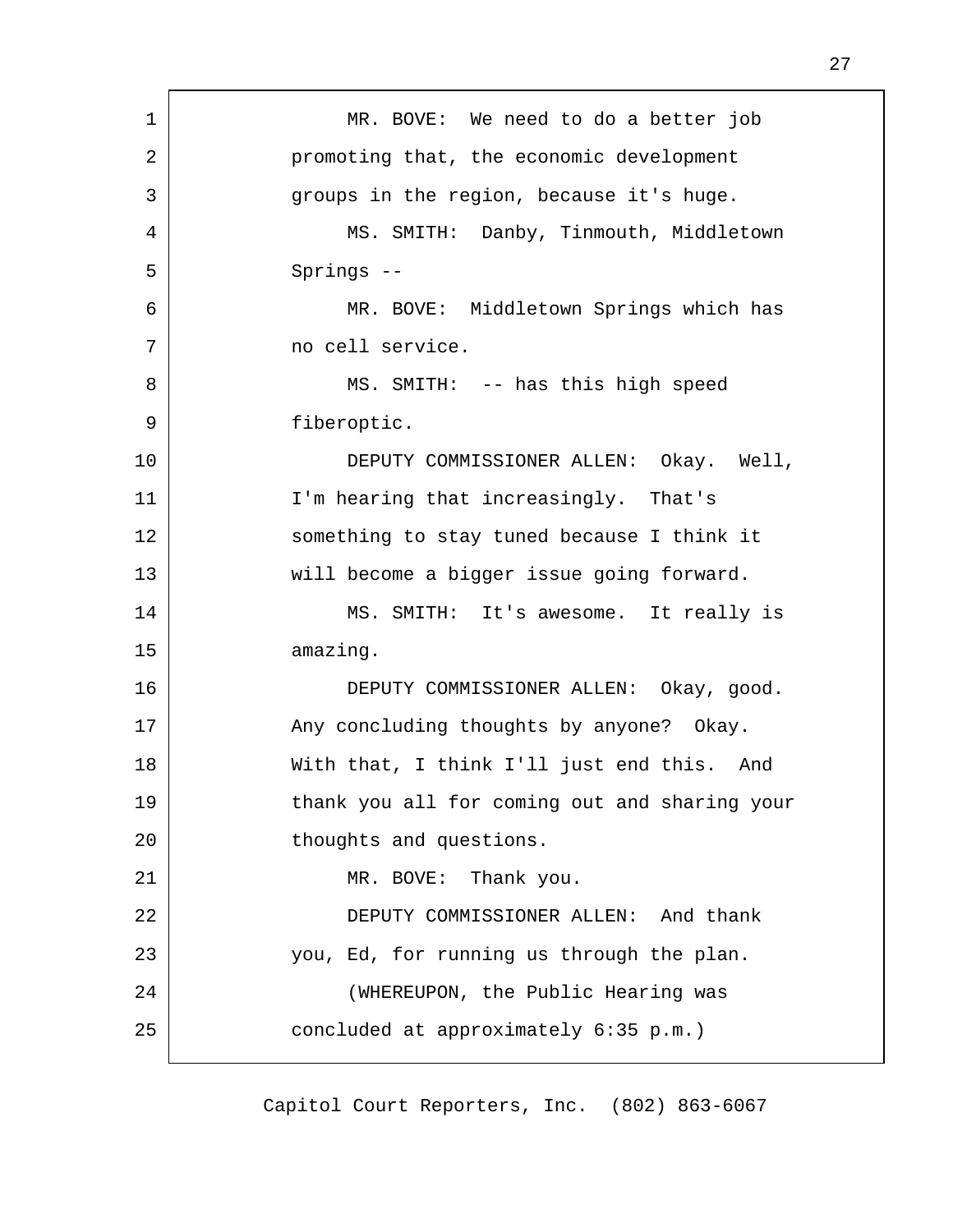MR. BOVE: We need to do a better job promoting that, the economic development groups in the region, because it's huge.

MS. SMITH: Danby, Tinmouth, Middletown Springs --

MR. BOVE: Middletown Springs which has no cell service.

MS. SMITH: -- has this high speed fiberoptic.

DEPUTY COMMISSIONER ALLEN: Okay. Well, I'm hearing that increasingly. That's something to stay tuned because I think it will become a bigger issue going forward.

MS. SMITH: It's awesome. It really is amazing.

DEPUTY COMMISSIONER ALLEN: Okay, good. Any concluding thoughts by anyone? Okay. With that, I think I'll just end this. And thank you all for coming out and sharing your thoughts and questions.

MR. BOVE: Thank you.

DEPUTY COMMISSIONER ALLEN: And thank you, Ed, for running us through the plan.

(WHEREUPON, the Public Hearing was concluded at approximately 6:35 p.m.)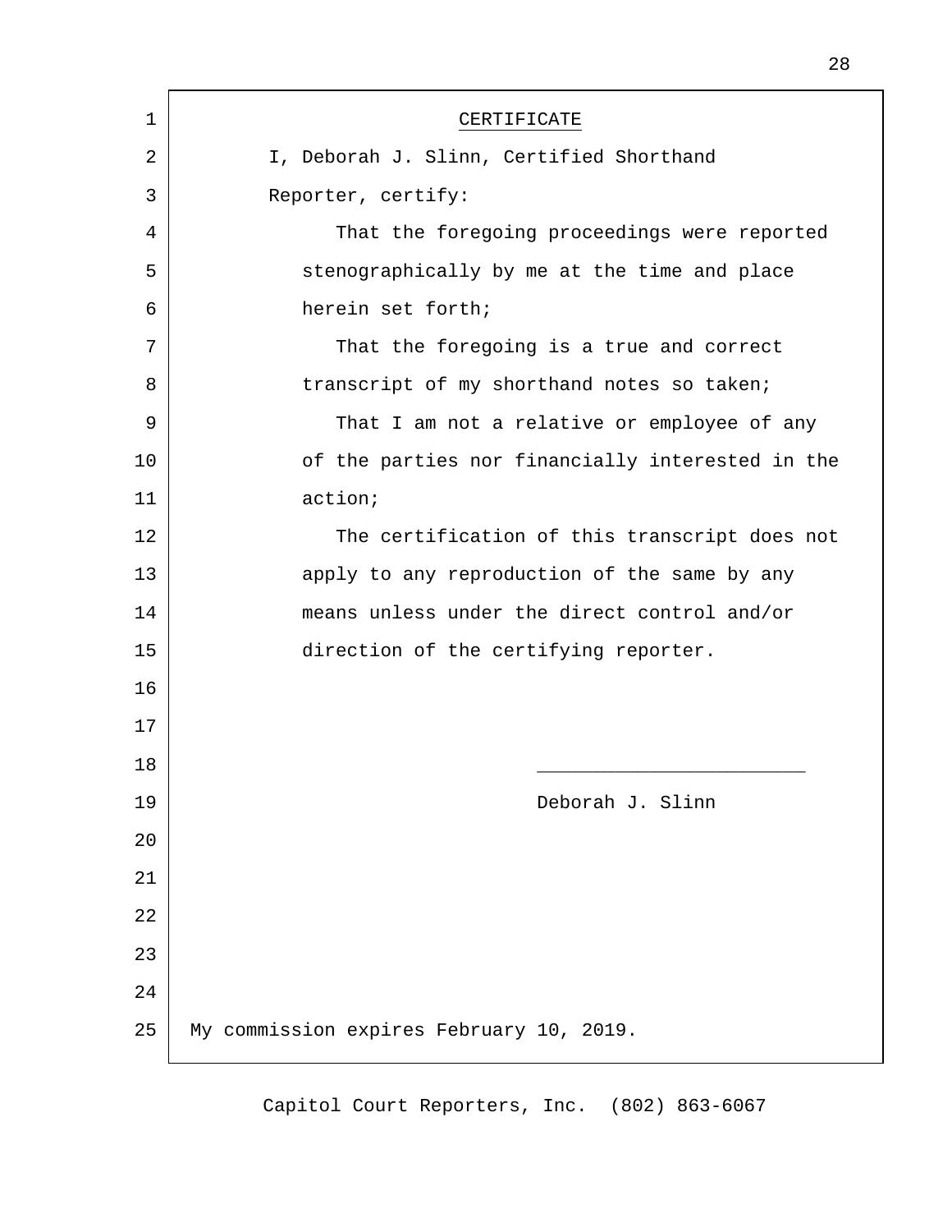# CERTIFICATE

I, Deborah J. Slinn, Certified Shorthand Reporter, certify:

That the foregoing proceedings were reported stenographically by me at the time and place herein set forth;

That the foregoing is a true and correct transcript of my shorthand notes so taken;

That I am not a relative or employee of any of the parties nor financially interested in the action;

The certification of this transcript does not apply to any reproduction of the same by any means unless under the direct control and/or direction of the certifying reporter.

\_\_\_\_\_\_\_\_\_\_\_\_\_\_\_\_\_\_\_\_\_\_\_\_

Deborah J. Slinn

My commission expires February 10, 2019.